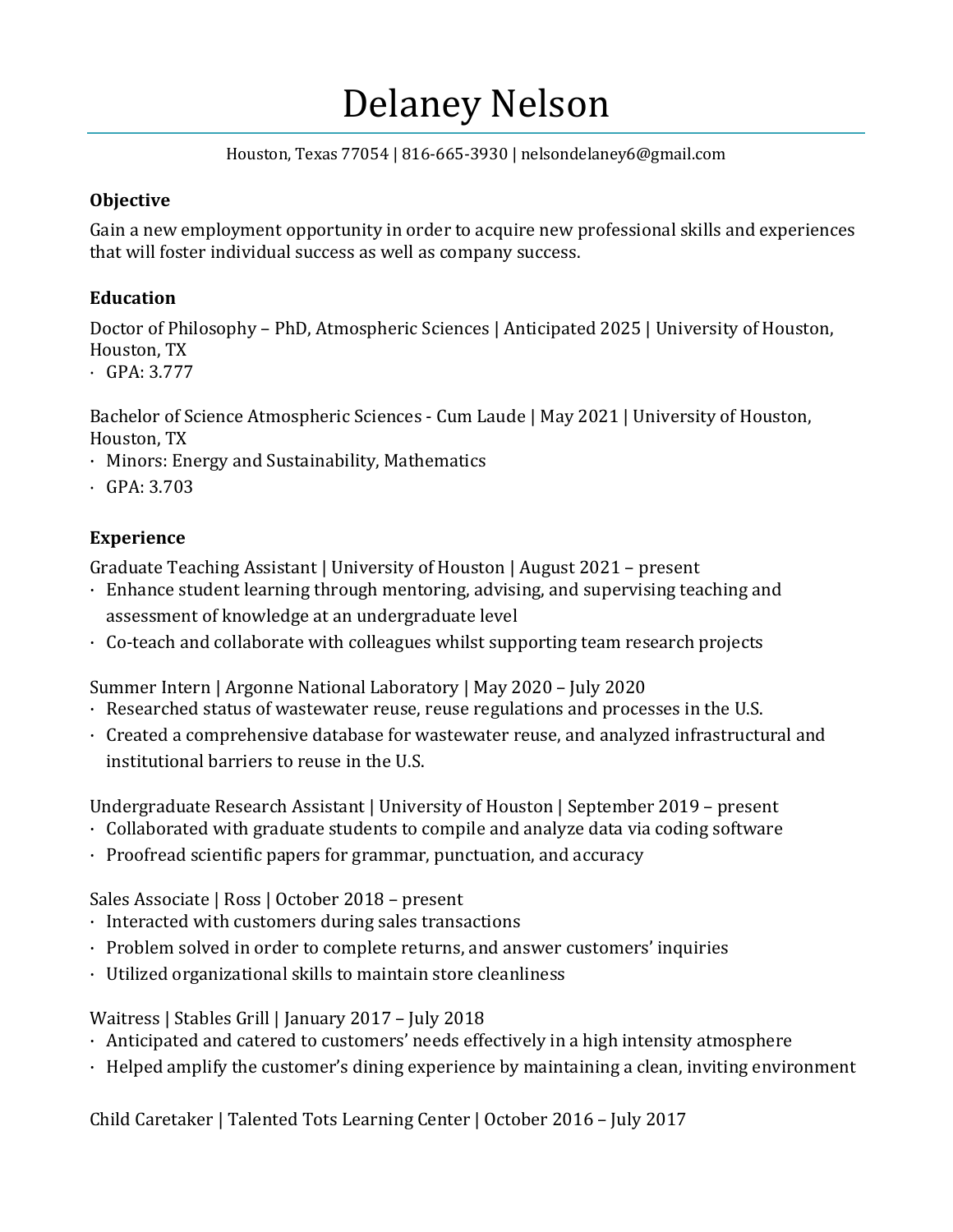# Delaney Nelson

Houston, Texas 77054 | 816-665-3930 | nelsondelaney6@gmail.com

## Objective

Gain a new employment opportunity in order to acquire new professional skills and experiences that will foster individual success as well as company success.

## Education

Doctor of Philosophy – PhD, Atmospheric Sciences | Anticipated 2025 | University of Houston, Houston, TX

- GPA: 3.777

Bachelor of Science Atmospheric Sciences - Cum Laude | May 2021 | University of Houston, Houston, TX

- Minors: Energy and Sustainability, Mathematics
- GPA: 3.703

## Experience

Graduate Teaching Assistant | University of Houston | August 2021 – present

- Enhance student learning through mentoring, advising, and supervising teaching and assessment of knowledge at an undergraduate level
- Co-teach and collaborate with colleagues whilst supporting team research projects

Summer Intern | Argonne National Laboratory | May 2020 – July 2020

- Researched status of wastewater reuse, reuse regulations and processes in the U.S.
- Created a comprehensive database for wastewater reuse, and analyzed infrastructural and institutional barriers to reuse in the U.S.

Undergraduate Research Assistant | University of Houston | September 2019 – present

- Collaborated with graduate students to compile and analyze data via coding software
- Proofread scientific papers for grammar, punctuation, and accuracy

Sales Associate | Ross | October 2018 – present

- Interacted with customers during sales transactions
- Problem solved in order to complete returns, and answer customers' inquiries
- Utilized organizational skills to maintain store cleanliness

Waitress | Stables Grill | January 2017 – July 2018

- Anticipated and catered to customers' needs effectively in a high intensity atmosphere
- Helped amplify the customer's dining experience by maintaining a clean, inviting environment

Child Caretaker | Talented Tots Learning Center | October 2016 – July 2017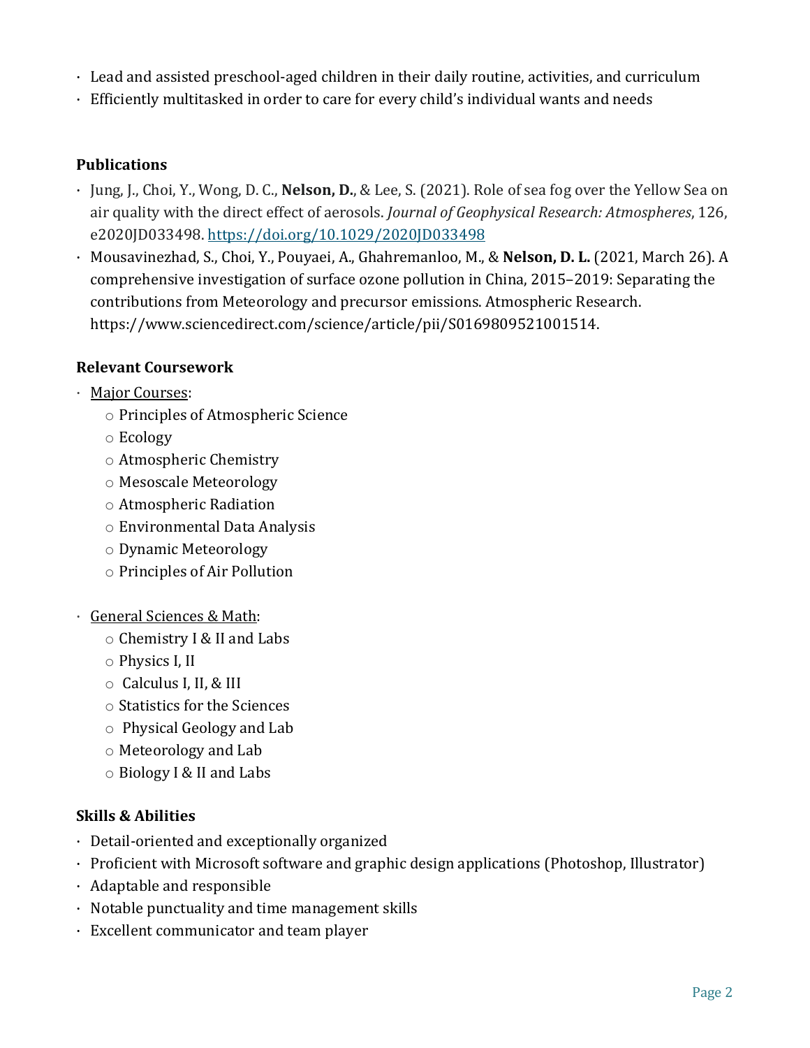- Lead and assisted preschool-aged children in their daily routine, activities, and curriculum
- Efficiently multitasked in order to care for every child's individual wants and needs

**Publications**

- Jung, J., Choi, Y., Wong, D. C., **Nelson, D.**, & Lee, S. (2021). Role of sea fog over the Yellow Sea on air quality with the direct effect of aerosols. *Journal of Geophysical Research: Atmospheres*, 126, e2020JD033498. https://doi.org/10.1029/2020JD033498
- Mousavinezhad, S., Choi, Y., Pouyaei, A., Ghahremanloo, M., & **Nelson, D. L.** (2021, March 26). A comprehensive investigation of surface ozone pollution in China, 2015–2019: Separating the contributions from Meteorology and precursor emissions. Atmospheric Research. https://www.sciencedirect.com/science/article/pii/S0169809521001514.

**Relevant Coursework**

- Major Courses:
  - Principles of Atmospheric Science
  - Ecology
  - Atmospheric Chemistry
  - Mesoscale Meteorology
  - Atmospheric Radiation
  - Environmental Data Analysis
  - Dynamic Meteorology
  - Principles of Air Pollution

- General Sciences & Math:
  - Chemistry I & II and Labs
  - Physics I, II
  - Calculus I, II, & III
  - Statistics for the Sciences
  - Physical Geology and Lab
  - Meteorology and Lab
  - Biology I & II and Labs

**Skills & Abilities**

- Detail-oriented and exceptionally organized
- Proficient with Microsoft software and graphic design applications (Photoshop, Illustrator)
- Adaptable and responsible
- Notable punctuality and time management skills
- Excellent communicator and team player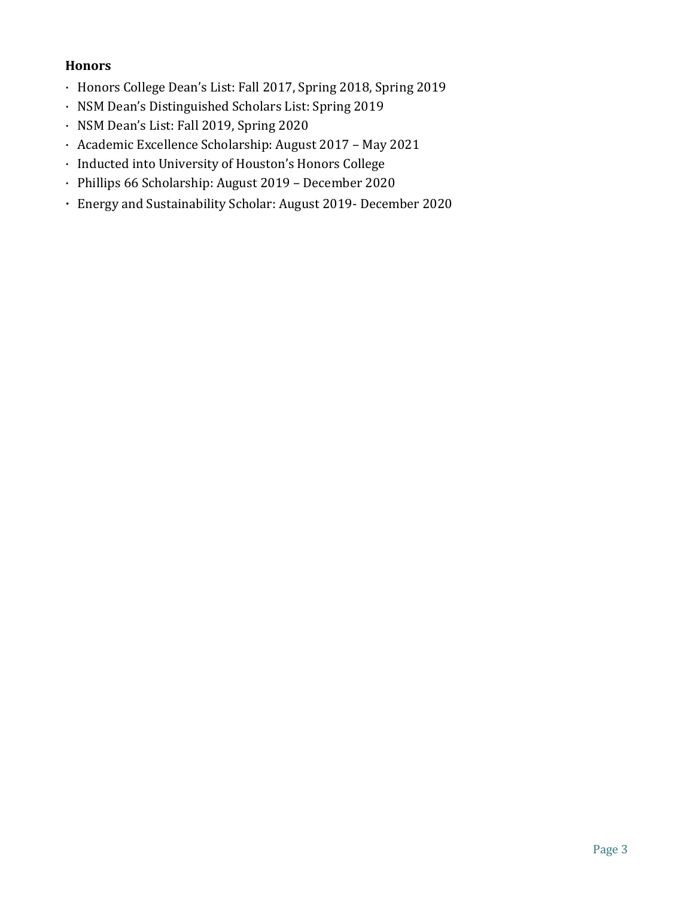**Honors**

- Honors College Dean's List: Fall 2017, Spring 2018, Spring 2019
- NSM Dean's Distinguished Scholars List: Spring 2019
- NSM Dean's List: Fall 2019, Spring 2020
- Academic Excellence Scholarship: August 2017 – May 2021
- Inducted into University of Houston's Honors College
- Phillips 66 Scholarship: August 2019 – December 2020
- Energy and Sustainability Scholar: August 2019- December 2020